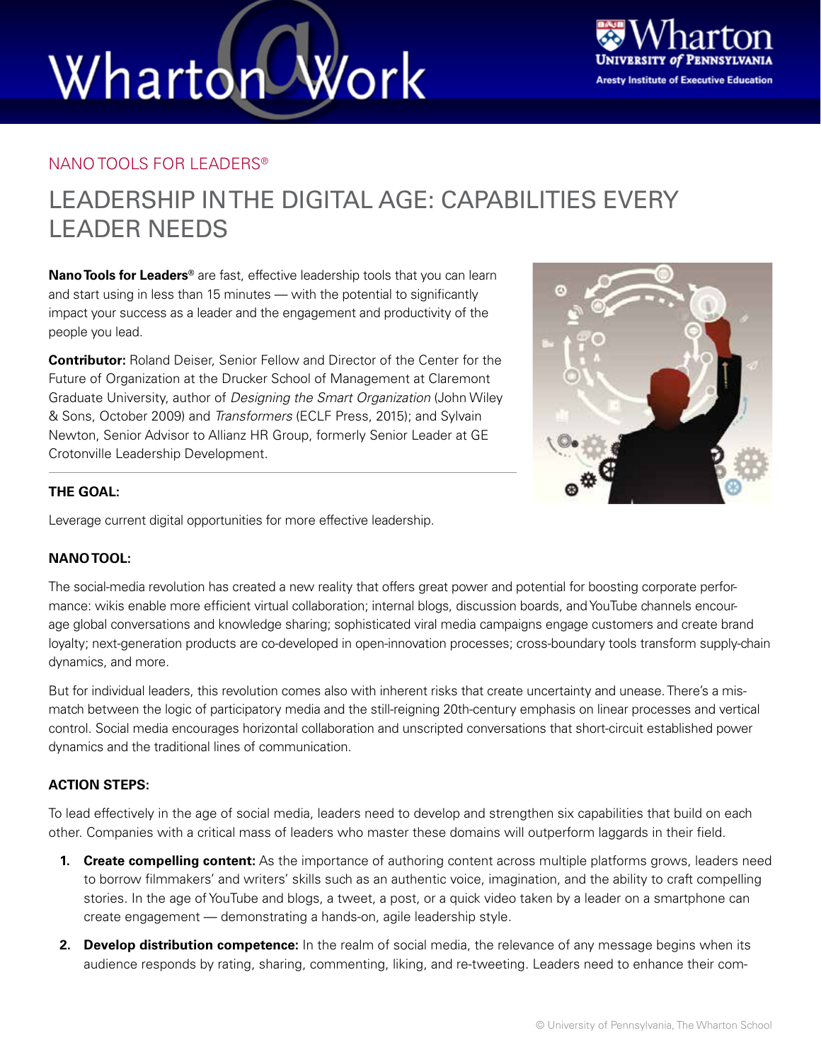NANO TOOLS FOR LEADERS®

# LEADERSHIP IN THE DIGITAL AGE: CAPABILITIES EVERY LEADER NEEDS

**Nano Tools for Leaders®** are fast, effective leadership tools that you can learn and start using in less than 15 minutes — with the potential to significantly impact your success as a leader and the engagement and productivity of the people you lead.

**Contributor:** Roland Deiser, Senior Fellow and Director of the Center for the Future of Organization at the Drucker School of Management at Claremont Graduate University, author of *Designing the Smart Organization* (John Wiley & Sons, October 2009) and *Transformers* (ECLF Press, 2015); and Sylvain Newton, Senior Advisor to Allianz HR Group, formerly Senior Leader at GE Crotonville Leadership Development.

### THE GOAL:

Leverage current digital opportunities for more effective leadership.

### NANO TOOL:

The social-media revolution has created a new reality that offers great power and potential for boosting corporate performance: wikis enable more efficient virtual collaboration; internal blogs, discussion boards, and YouTube channels encourage global conversations and knowledge sharing; sophisticated viral media campaigns engage customers and create brand loyalty; next-generation products are co-developed in open-innovation processes; cross-boundary tools transform supply-chain dynamics, and more.

But for individual leaders, this revolution comes also with inherent risks that create uncertainty and unease. There's a mismatch between the logic of participatory media and the still-reigning 20th-century emphasis on linear processes and vertical control. Social media encourages horizontal collaboration and unscripted conversations that short-circuit established power dynamics and the traditional lines of communication.

### ACTION STEPS:

To lead effectively in the age of social media, leaders need to develop and strengthen six capabilities that build on each other. Companies with a critical mass of leaders who master these domains will outperform laggards in their field.

1. **Create compelling content:** As the importance of authoring content across multiple platforms grows, leaders need to borrow filmmakers' and writers' skills such as an authentic voice, imagination, and the ability to craft compelling stories. In the age of YouTube and blogs, a tweet, a post, or a quick video taken by a leader on a smartphone can create engagement — demonstrating a hands-on, agile leadership style.
2. **Develop distribution competence:** In the realm of social media, the relevance of any message begins when its audience responds by rating, sharing, commenting, liking, and re-tweeting. Leaders need to enhance their com-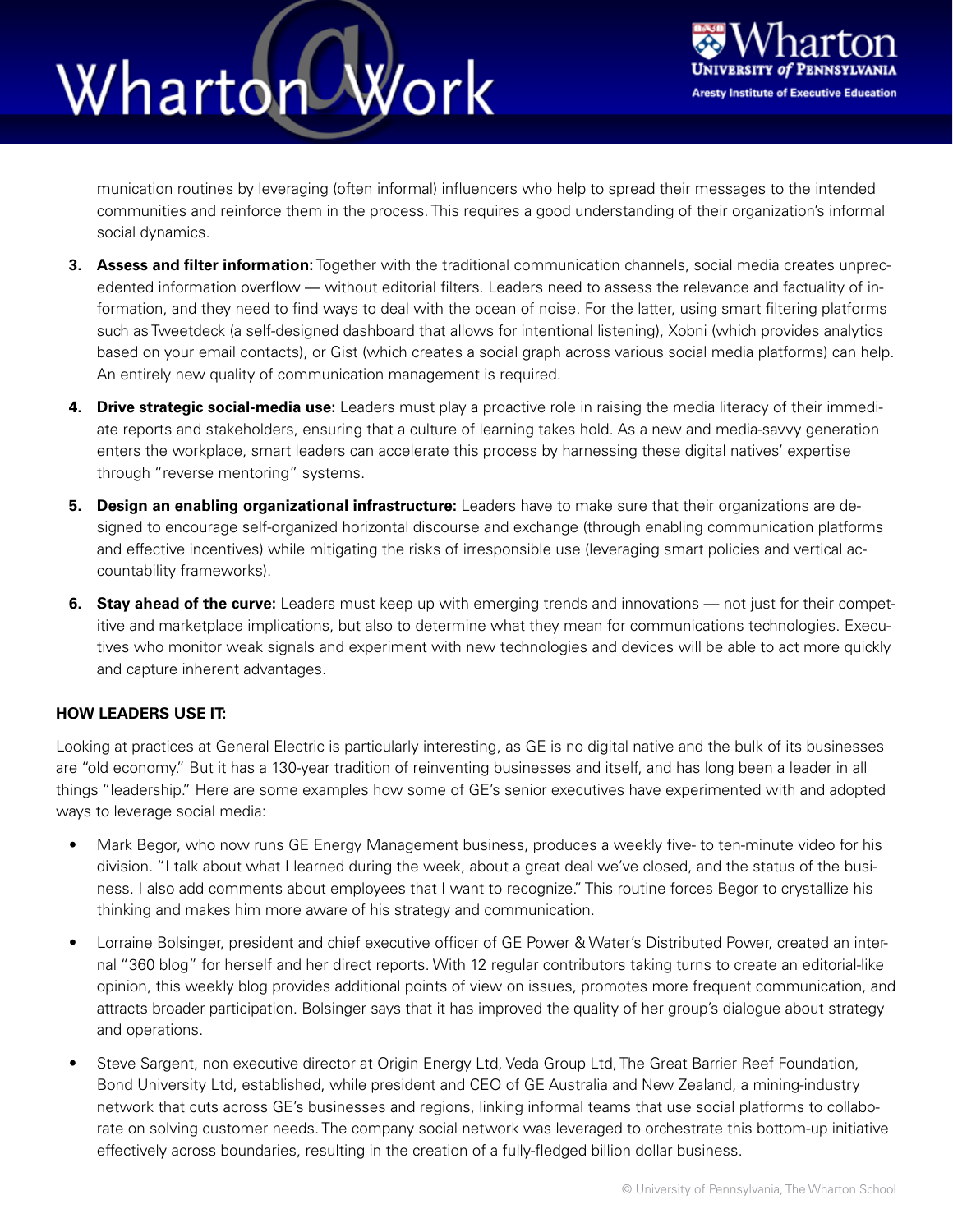munication routines by leveraging (often informal) influencers who help to spread their messages to the intended communities and reinforce them in the process. This requires a good understanding of their organization's informal social dynamics.

3. **Assess and filter information:** Together with the traditional communication channels, social media creates unprecedented information overflow — without editorial filters. Leaders need to assess the relevance and factuality of information, and they need to find ways to deal with the ocean of noise. For the latter, using smart filtering platforms such as Tweetdeck (a self-designed dashboard that allows for intentional listening), Xobni (which provides analytics based on your email contacts), or Gist (which creates a social graph across various social media platforms) can help. An entirely new quality of communication management is required.

4. **Drive strategic social-media use:** Leaders must play a proactive role in raising the media literacy of their immediate reports and stakeholders, ensuring that a culture of learning takes hold. As a new and media-savvy generation enters the workplace, smart leaders can accelerate this process by harnessing these digital natives' expertise through "reverse mentoring" systems.

5. **Design an enabling organizational infrastructure:** Leaders have to make sure that their organizations are designed to encourage self-organized horizontal discourse and exchange (through enabling communication platforms and effective incentives) while mitigating the risks of irresponsible use (leveraging smart policies and vertical accountability frameworks).

6. **Stay ahead of the curve:** Leaders must keep up with emerging trends and innovations — not just for their competitive and marketplace implications, but also to determine what they mean for communications technologies. Executives who monitor weak signals and experiment with new technologies and devices will be able to act more quickly and capture inherent advantages.

**HOW LEADERS USE IT:**

Looking at practices at General Electric is particularly interesting, as GE is no digital native and the bulk of its businesses are "old economy." But it has a 130-year tradition of reinventing businesses and itself, and has long been a leader in all things "leadership." Here are some examples how some of GE's senior executives have experimented with and adopted ways to leverage social media:

- Mark Begor, who now runs GE Energy Management business, produces a weekly five- to ten-minute video for his division. "I talk about what I learned during the week, about a great deal we've closed, and the status of the business. I also add comments about employees that I want to recognize." This routine forces Begor to crystallize his thinking and makes him more aware of his strategy and communication.

- Lorraine Bolsinger, president and chief executive officer of GE Power & Water's Distributed Power, created an internal "360 blog" for herself and her direct reports. With 12 regular contributors taking turns to create an editorial-like opinion, this weekly blog provides additional points of view on issues, promotes more frequent communication, and attracts broader participation. Bolsinger says that it has improved the quality of her group's dialogue about strategy and operations.

- Steve Sargent, non executive director at Origin Energy Ltd, Veda Group Ltd, The Great Barrier Reef Foundation, Bond University Ltd, established, while president and CEO of GE Australia and New Zealand, a mining-industry network that cuts across GE's businesses and regions, linking informal teams that use social platforms to collaborate on solving customer needs. The company social network was leveraged to orchestrate this bottom-up initiative effectively across boundaries, resulting in the creation of a fully-fledged billion dollar business.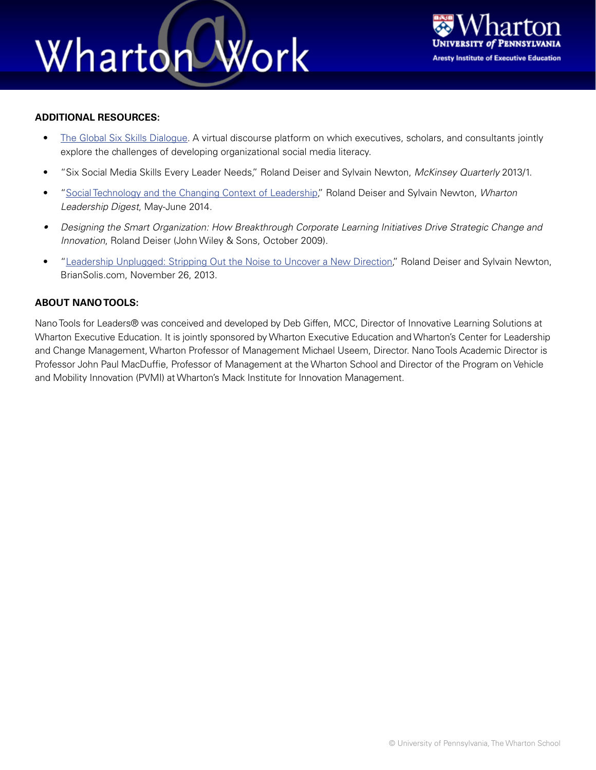**ADDITIONAL RESOURCES:**

- The Global Six Skills Dialogue. A virtual discourse platform on which executives, scholars, and consultants jointly explore the challenges of developing organizational social media literacy.
- "Six Social Media Skills Every Leader Needs," Roland Deiser and Sylvain Newton, *McKinsey Quarterly* 2013/1.
- "Social Technology and the Changing Context of Leadership," Roland Deiser and Sylvain Newton, *Wharton Leadership Digest*, May-June 2014.
- *Designing the Smart Organization: How Breakthrough Corporate Learning Initiatives Drive Strategic Change and Innovation*, Roland Deiser (John Wiley & Sons, October 2009).
- "Leadership Unplugged: Stripping Out the Noise to Uncover a New Direction," Roland Deiser and Sylvain Newton, BrianSolis.com, November 26, 2013.

**ABOUT NANO TOOLS:**

Nano Tools for Leaders® was conceived and developed by Deb Giffen, MCC, Director of Innovative Learning Solutions at Wharton Executive Education. It is jointly sponsored by Wharton Executive Education and Wharton's Center for Leadership and Change Management, Wharton Professor of Management Michael Useem, Director. Nano Tools Academic Director is Professor John Paul MacDuffie, Professor of Management at the Wharton School and Director of the Program on Vehicle and Mobility Innovation (PVMI) at Wharton's Mack Institute for Innovation Management.